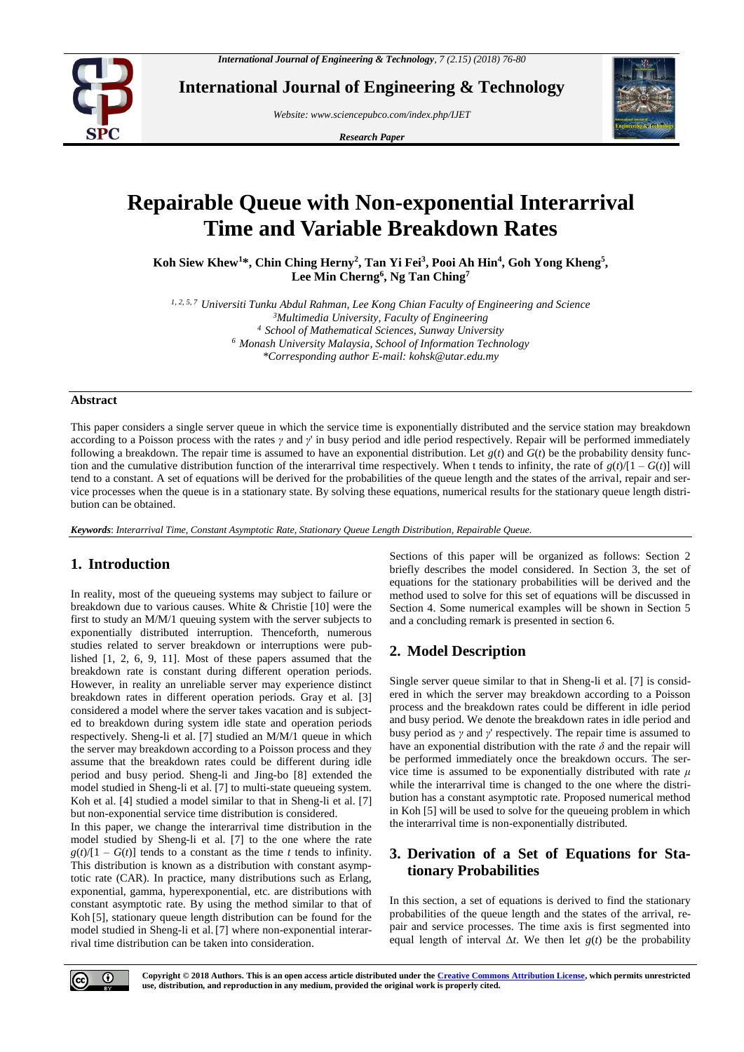# Repairable Queue with Non-exponential Interarrival Time and Variable Breakdown Rates

**Koh Siew Khew[1]*, Chin Ching Herny[2], Tan Yi Fei[3], Pooi Ah Hin[4], Goh Yong Kheng[5], Lee Min Cherng[6], Ng Tan Ching[7]**

*[1, 2, 5, 7] Universiti Tunku Abdul Rahman, Lee Kong Chian Faculty of Engineering and Science*
*[3]Multimedia University, Faculty of Engineering*
*[4] School of Mathematical Sciences, Sunway University*
*[6] Monash University Malaysia, School of Information Technology*
**Corresponding author E-mail: kohsk@utar.edu.my*

## Abstract

This paper considers a single server queue in which the service time is exponentially distributed and the service station may breakdown according to a Poisson process with the rates $\gamma$ and $\gamma'$ in busy period and idle period respectively. Repair will be performed immediately following a breakdown. The repair time is assumed to have an exponential distribution. Let $g(t)$ and $G(t)$ be the probability density function and the cumulative distribution function of the interarrival time respectively. When t tends to infinity, the rate of $g(t)/[1 - G(t)]$ will tend to a constant. A set of equations will be derived for the probabilities of the queue length and the states of the arrival, repair and service processes when the queue is in a stationary state. By solving these equations, numerical results for the stationary queue length distribution can be obtained.

***Keywords***: *Interarrival Time, Constant Asymptotic Rate, Stationary Queue Length Distribution, Repairable Queue.*

## 1. Introduction

In reality, most of the queueing systems may subject to failure or breakdown due to various causes. White & Christie [10] were the first to study an M/M/1 queuing system with the server subjects to exponentially distributed interruption. Thenceforth, numerous studies related to server breakdown or interruptions were published [1, 2, 6, 9, 11]. Most of these papers assumed that the breakdown rate is constant during different operation periods. However, in reality an unreliable server may experience distinct breakdown rates in different operation periods. Gray et al. [3] considered a model where the server takes vacation and is subjected to breakdown during system idle state and operation periods respectively. Sheng-li et al. [7] studied an M/M/1 queue in which the server may breakdown according to a Poisson process and they assume that the breakdown rates could be different during idle period and busy period. Sheng-li and Jing-bo [8] extended the model studied in Sheng-li et al. [7] to multi-state queueing system. Koh et al. [4] studied a model similar to that in Sheng-li et al. [7] but non-exponential service time distribution is considered.

In this paper, we change the interarrival time distribution in the model studied by Sheng-li et al. [7] to the one where the rate $g(t)/[1 - G(t)]$ tends to a constant as the time $t$ tends to infinity. This distribution is known as a distribution with constant asymptotic rate (CAR). In practice, many distributions such as Erlang, exponential, gamma, hyperexponential, etc. are distributions with constant asymptotic rate. By using the method similar to that of Koh [5], stationary queue length distribution can be found for the model studied in Sheng-li et al. [7] where non-exponential interarrival time distribution can be taken into consideration.

Sections of this paper will be organized as follows: Section 2 briefly describes the model considered. In Section 3, the set of equations for the stationary probabilities will be derived and the method used to solve for this set of equations will be discussed in Section 4. Some numerical examples will be shown in Section 5 and a concluding remark is presented in section 6.

## 2. Model Description

Single server queue similar to that in Sheng-li et al. [7] is considered in which the server may breakdown according to a Poisson process and the breakdown rates could be different in idle period and busy period. We denote the breakdown rates in idle period and busy period as $\gamma$ and $\gamma'$ respectively. The repair time is assumed to have an exponential distribution with the rate $\delta$ and the repair will be performed immediately once the breakdown occurs. The service time is assumed to be exponentially distributed with rate $\mu$ while the interarrival time is changed to the one where the distribution has a constant asymptotic rate. Proposed numerical method in Koh [5] will be used to solve for the queueing problem in which the interarrival time is non-exponentially distributed.

## 3. Derivation of a Set of Equations for Stationary Probabilities

In this section, a set of equations is derived to find the stationary probabilities of the queue length and the states of the arrival, repair and service processes. The time axis is first segmented into equal length of interval $\Delta t$. We then let $g(t)$ be the probability

**Copyright © 2018 Authors. This is an open access article distributed under the Creative Commons Attribution License, which permits unrestricted use, distribution, and reproduction in any medium, provided the original work is properly cited.**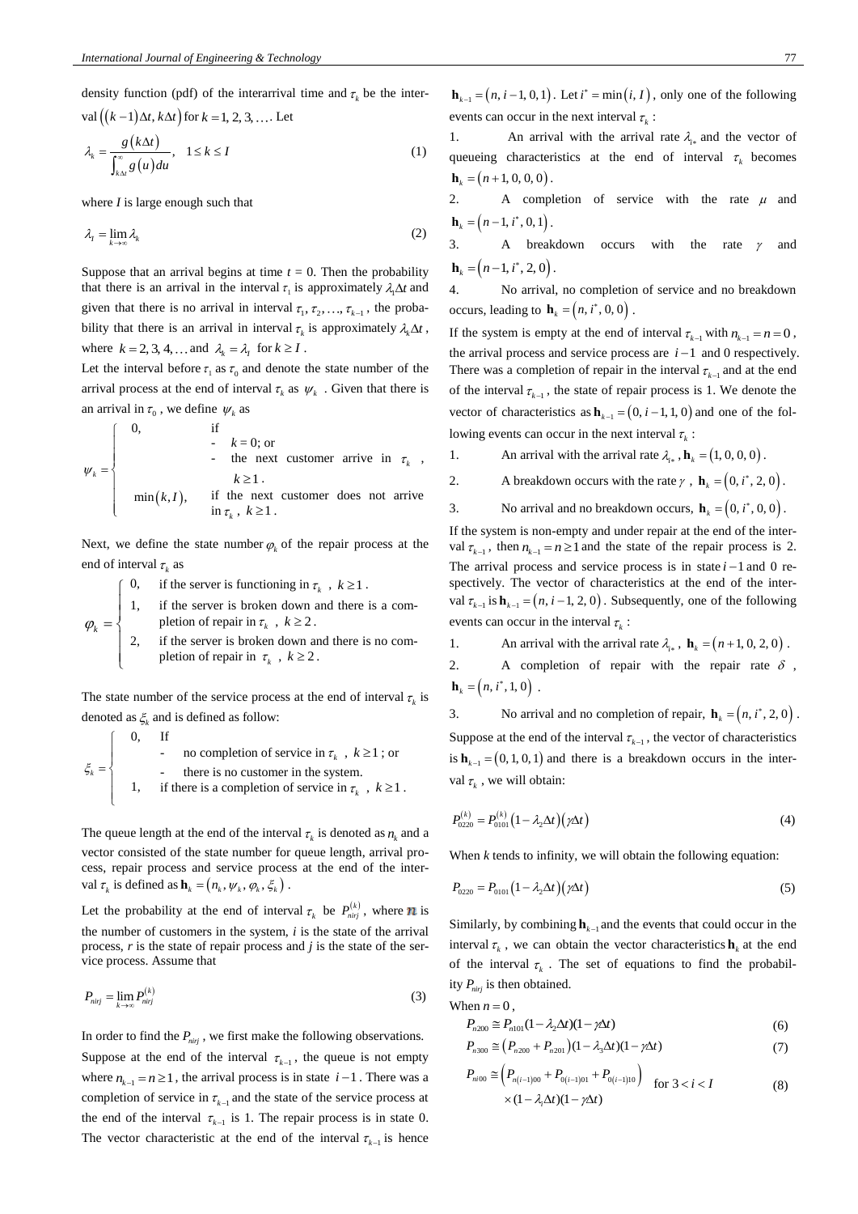density function (pdf) of the interarrival time and $\tau_k$ be the interval $\left((k-1)\Delta t, k\Delta t\right)$ for $k = 1, 2, 3, \ldots$. Let

$$\lambda_k = \frac{g(k\Delta t)}{\int_{k\Delta t}^{\infty} g(u)\,du}, \quad 1 \le k \le I \tag{1}$$

where *I* is large enough such that

$$\lambda_I = \lim_{k\to\infty} \lambda_k \tag{2}$$

Suppose that an arrival begins at time $t = 0$. Then the probability that there is an arrival in the interval $\tau_1$ is approximately $\lambda_1 \Delta t$ and given that there is no arrival in interval $\tau_1, \tau_2, \ldots, \tau_{k-1}$, the probability that there is an arrival in interval $\tau_k$ is approximately $\lambda_k \Delta t$, where $k = 2, 3, 4, \ldots$ and $\lambda_k = \lambda_I$ for $k \ge I$.

Let the interval before $\tau_1$ as $\tau_0$ and denote the state number of the arrival process at the end of interval $\tau_k$ as $\psi_k$. Given that there is an arrival in $\tau_0$, we define $\psi_k$ as

$$\psi_k = \begin{cases} 0, & \text{if} \\ & \text{- } k = 0\text{; or} \\ & \text{- the next customer arrive in } \tau_k,\ k \ge 1. \\ \min(k, I), & \text{if the next customer does not arrive in } \tau_k,\ k \ge 1. \end{cases}$$

Next, we define the state number $\varphi_k$ of the repair process at the end of interval $\tau_k$ as

$$\varphi_k = \begin{cases} 0, & \text{if the server is functioning in } \tau_k,\ k \ge 1. \\ 1, & \text{if the server is broken down and there is a completion of repair in } \tau_k,\ k \ge 2. \\ 2, & \text{if the server is broken down and there is no completion of repair in } \tau_k,\ k \ge 2. \end{cases}$$

The state number of the service process at the end of interval $\tau_k$ is denoted as $\xi_k$ and is defined as follow:

$$\xi_k = \begin{cases} 0, & \text{If} \\ & \text{- no completion of service in } \tau_k,\ k \ge 1\text{; or} \\ & \text{- there is no customer in the system.} \\ 1, & \text{if there is a completion of service in } \tau_k,\ k \ge 1. \end{cases}$$

The queue length at the end of the interval $\tau_k$ is denoted as $n_k$ and a vector consisted of the state number for queue length, arrival process, repair process and service process at the end of the interval $\tau_k$ is defined as $\mathbf{h}_k = (n_k, \psi_k, \varphi_k, \xi_k)$.

Let the probability at the end of interval $\tau_k$ be $P_{nirj}^{(k)}$, where $n$ is the number of customers in the system, *i* is the state of the arrival process, *r* is the state of repair process and *j* is the state of the service process. Assume that

$$P_{nirj} = \lim_{k\to\infty} P_{nirj}^{(k)} \tag{3}$$

In order to find the $P_{nirj}$, we first make the following observations.

Suppose at the end of the interval $\tau_{k-1}$, the queue is not empty where $n_{k-1} = n \ge 1$, the arrival process is in state $i-1$. There was a completion of service in $\tau_{k-1}$ and the state of the service process at the end of the interval $\tau_{k-1}$ is 1. The repair process is in state 0. The vector characteristic at the end of the interval $\tau_{k-1}$ is hence $\mathbf{h}_{k-1} = (n, i-1, 0, 1)$. Let $i^* = \min(i, I)$, only one of the following events can occur in the next interval $\tau_k$:

1. An arrival with the arrival rate $\lambda_{i^*}$ and the vector of queueing characteristics at the end of interval $\tau_k$ becomes $\mathbf{h}_k = (n+1, 0, 0, 0)$.
2. A completion of service with the rate $\mu$ and $\mathbf{h}_k = (n-1, i^*, 0, 1)$.
3. A breakdown occurs with the rate $\gamma$ and $\mathbf{h}_k = (n-1, i^*, 2, 0)$.
4. No arrival, no completion of service and no breakdown occurs, leading to $\mathbf{h}_k = (n, i^*, 0, 0)$.

If the system is empty at the end of interval $\tau_{k-1}$ with $n_{k-1} = n = 0$, the arrival process and service process are $i-1$ and 0 respectively. There was a completion of repair in the interval $\tau_{k-1}$ and at the end of the interval $\tau_{k-1}$, the state of repair process is 1. We denote the vector of characteristics as $\mathbf{h}_{k-1} = (0, i-1, 1, 0)$ and one of the following events can occur in the next interval $\tau_k$:

1. An arrival with the arrival rate $\lambda_{i^*}$, $\mathbf{h}_k = (1, 0, 0, 0)$.
2. A breakdown occurs with the rate $\gamma$, $\mathbf{h}_k = (0, i^*, 2, 0)$.
3. No arrival and no breakdown occurs, $\mathbf{h}_k = (0, i^*, 0, 0)$.

If the system is non-empty and under repair at the end of the interval $\tau_{k-1}$, then $n_{k-1} = n \ge 1$ and the state of the repair process is 2. The arrival process and service process is in state $i-1$ and 0 respectively. The vector of characteristics at the end of the interval $\tau_{k-1}$ is $\mathbf{h}_{k-1} = (n, i-1, 2, 0)$. Subsequently, one of the following events can occur in the interval $\tau_k$:

1. An arrival with the arrival rate $\lambda_{i^*}$, $\mathbf{h}_k = (n+1, 0, 2, 0)$.
2. A completion of repair with the repair rate $\delta$, $\mathbf{h}_k = (n, i^*, 1, 0)$.
3. No arrival and no completion of repair, $\mathbf{h}_k = (n, i^*, 2, 0)$.

Suppose at the end of the interval $\tau_{k-1}$, the vector of characteristics is $\mathbf{h}_{k-1} = (0, 1, 0, 1)$ and there is a breakdown occurs in the interval $\tau_k$, we will obtain:

$$P_{0220}^{(k)} = P_{0101}^{(k)}(1 - \lambda_2 \Delta t)(\gamma \Delta t) \tag{4}$$

When *k* tends to infinity, we will obtain the following equation:

$$P_{0220} = P_{0101}(1 - \lambda_2 \Delta t)(\gamma \Delta t) \tag{5}$$

Similarly, by combining $\mathbf{h}_{k-1}$ and the events that could occur in the interval $\tau_k$, we can obtain the vector characteristics $\mathbf{h}_k$ at the end of the interval $\tau_k$. The set of equations to find the probability $P_{nirj}$ is then obtained.

When $n = 0$,

$$P_{n200} \cong P_{n101}(1 - \lambda_2 \Delta t)(1 - \gamma \Delta t) \tag{6}$$

$$P_{n300} \cong (P_{n200} + P_{n201})(1 - \lambda_3 \Delta t)(1 - \gamma \Delta t) \tag{7}$$

$$P_{ni00} \cong \left(P_{n(i-1)00} + P_{0(i-1)01} + P_{0(i-1)10}\right) \times (1 - \lambda_i \Delta t)(1 - \gamma \Delta t) \quad \text{for } 3 < i < I \tag{8}$$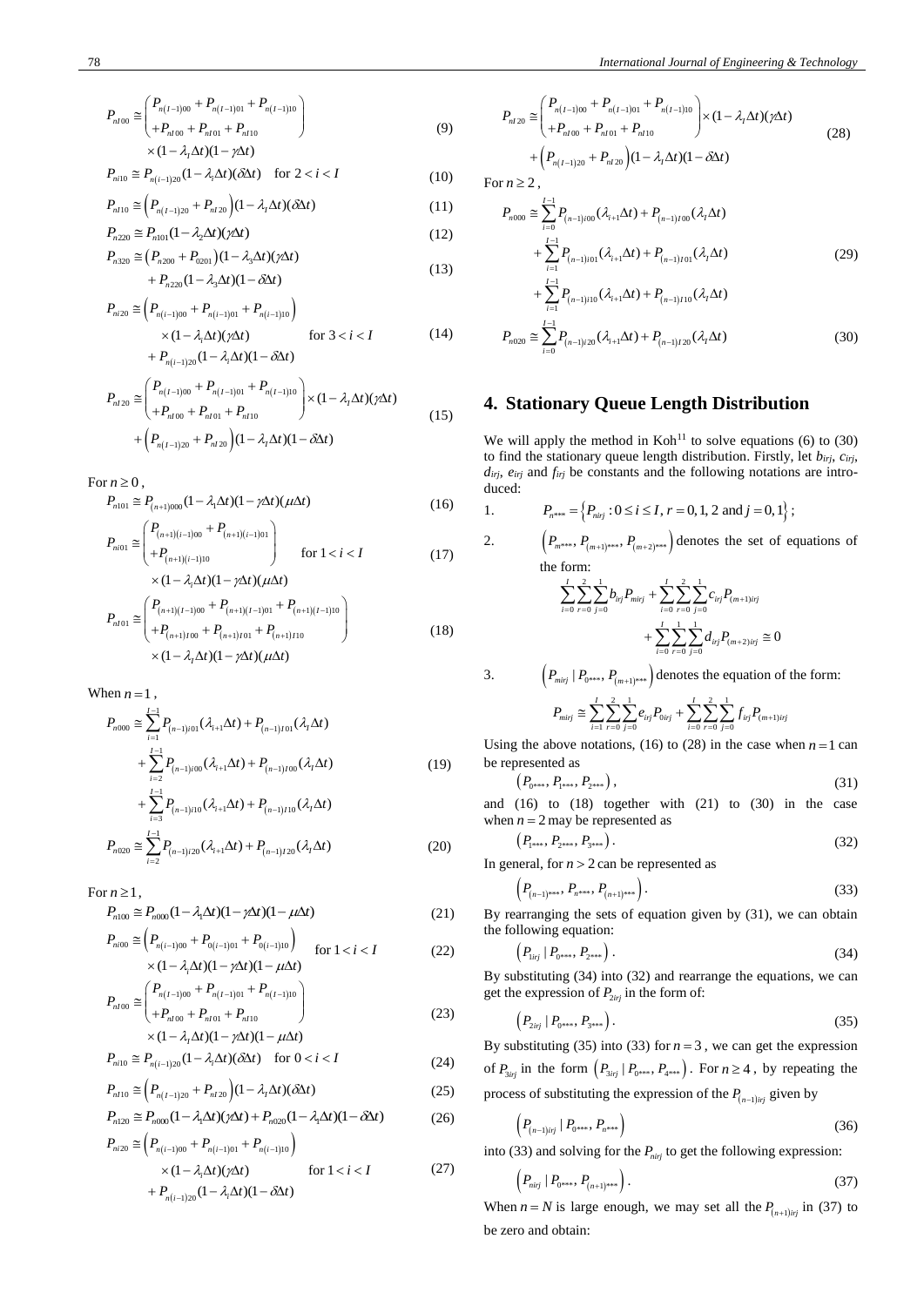$$P_{nI00} \cong \begin{pmatrix} P_{n(I-1)00} + P_{n(I-1)01} + P_{n(I-1)10} \\ +P_{nI00} + P_{nI01} + P_{nI10} \end{pmatrix} \times (1-\lambda_I \Delta t)(1-\gamma \Delta t) \tag{9}$$

$$P_{ni10} \cong P_{n(i-1)20}(1-\lambda_i \Delta t)(\delta \Delta t) \quad \text{for } 2 < i < I \tag{10}$$

$$P_{nI10} \cong \left(P_{n(I-1)20} + P_{nI20}\right)(1-\lambda_I \Delta t)(\delta \Delta t) \tag{11}$$

$$P_{n220} \cong P_{n101}(1-\lambda_2 \Delta t)(\gamma \Delta t) \tag{12}$$

$$P_{n320} \cong \left(P_{n200} + P_{0201}\right)(1-\lambda_3 \Delta t)(\gamma \Delta t) + P_{n220}(1-\lambda_3 \Delta t)(1-\delta \Delta t) \tag{13}$$

$$P_{ni20} \cong \left(P_{n(i-1)00} + P_{n(i-1)01} + P_{n(i-1)10}\right) \times (1-\lambda_i \Delta t)(\gamma \Delta t) + P_{n(i-1)20}(1-\lambda_i \Delta t)(1-\delta \Delta t) \quad \text{for } 3 < i < I \tag{14}$$

$$P_{nI20} \cong \begin{pmatrix} P_{n(I-1)00} + P_{n(I-1)01} + P_{n(I-1)10} \\ +P_{nI00} + P_{nI01} + P_{nI10} \end{pmatrix} \times (1-\lambda_I \Delta t)(\gamma \Delta t) + \left(P_{n(I-1)20} + P_{nI20}\right)(1-\lambda_I \Delta t)(1-\delta \Delta t) \tag{15}$$

For $n \geq 0$,

$$P_{n101} \cong P_{(n+1)000}(1-\lambda_1 \Delta t)(1-\gamma \Delta t)(\mu \Delta t) \tag{16}$$

$$P_{ni01} \cong \begin{pmatrix} P_{(n+1)(i-1)00} + P_{(n+1)(i-1)01} \\ +P_{(n+1)(i-1)10} \end{pmatrix} \times (1-\lambda_i \Delta t)(1-\gamma \Delta t)(\mu \Delta t) \quad \text{for } 1 < i < I \tag{17}$$

$$P_{nI01} \cong \begin{pmatrix} P_{(n+1)(I-1)00} + P_{(n+1)(I-1)01} + P_{(n+1)(I-1)10} \\ +P_{(n+1)I00} + P_{(n+1)I01} + P_{(n+1)I10} \end{pmatrix} \times (1-\lambda_I \Delta t)(1-\gamma \Delta t)(\mu \Delta t) \tag{18}$$

When $n = 1$,

$$\begin{aligned} P_{n000} \cong & \sum_{i=1}^{I-1} P_{(n-1)i01}(\lambda_{i+1}\Delta t) + P_{(n-1)I01}(\lambda_I \Delta t) \\ & + \sum_{i=2}^{I-1} P_{(n-1)i00}(\lambda_{i+1}\Delta t) + P_{(n-1)I00}(\lambda_I \Delta t) \\ & + \sum_{i=3}^{I-1} P_{(n-1)i10}(\lambda_{i+1}\Delta t) + P_{(n-1)I10}(\lambda_I \Delta t) \end{aligned} \tag{19}$$

$$P_{n020} \cong \sum_{i=2}^{I-1} P_{(n-1)i20}(\lambda_{i+1}\Delta t) + P_{(n-1)I20}(\lambda_I \Delta t) \tag{20}$$

For $n \geq 1$,

$$P_{n100} \cong P_{n000}(1-\lambda_1 \Delta t)(1-\gamma \Delta t)(1-\mu \Delta t) \tag{21}$$

$$P_{ni00} \cong \left(P_{n(i-1)00} + P_{0(i-1)01} + P_{0(i-1)10}\right) \times (1-\lambda_i \Delta t)(1-\gamma \Delta t)(1-\mu \Delta t) \quad \text{for } 1 < i < I \tag{22}$$

$$P_{nI00} \cong \begin{pmatrix} P_{n(I-1)00} + P_{n(I-1)01} + P_{n(I-1)10} \\ +P_{nI00} + P_{nI01} + P_{nI10} \end{pmatrix} \times (1-\lambda_I \Delta t)(1-\gamma \Delta t)(1-\mu \Delta t) \tag{23}$$

$$P_{ni10} \cong P_{n(i-1)20}(1-\lambda_i \Delta t)(\delta \Delta t) \quad \text{for } 0 < i < I \tag{24}$$

$$P_{nI10} \cong \left(P_{n(I-1)20} + P_{nI20}\right)(1-\lambda_I \Delta t)(\delta \Delta t) \tag{25}$$

$$P_{n120} \cong P_{n000}(1-\lambda_1 \Delta t)(\gamma \Delta t) + P_{n020}(1-\lambda_1 \Delta t)(1-\delta \Delta t) \tag{26}$$

$$P_{ni20} \cong \left(P_{n(i-1)00} + P_{n(i-1)01} + P_{n(i-1)10}\right) \times (1-\lambda_i \Delta t)(\gamma \Delta t) + P_{n(i-1)20}(1-\lambda_i \Delta t)(1-\delta \Delta t) \quad \text{for } 1 < i < I \tag{27}$$

$$P_{nI20} \cong \begin{pmatrix} P_{n(I-1)00} + P_{n(I-1)01} + P_{n(I-1)10} \\ +P_{nI00} + P_{nI01} + P_{nI10} \end{pmatrix} \times (1-\lambda_I \Delta t)(\gamma \Delta t) + \left(P_{n(I-1)20} + P_{nI20}\right)(1-\lambda_I \Delta t)(1-\delta \Delta t) \tag{28}$$

For $n \geq 2$,

$$\begin{aligned} P_{n000} \cong & \sum_{i=0}^{I-1} P_{(n-1)i00}(\lambda_{i+1}\Delta t) + P_{(n-1)I00}(\lambda_I \Delta t) \\ & + \sum_{i=1}^{I-1} P_{(n-1)i01}(\lambda_{i+1}\Delta t) + P_{(n-1)I01}(\lambda_I \Delta t) \\ & + \sum_{i=1}^{I-1} P_{(n-1)i10}(\lambda_{i+1}\Delta t) + P_{(n-1)I10}(\lambda_I \Delta t) \end{aligned} \tag{29}$$

$$P_{n020} \cong \sum_{i=0}^{I-1} P_{(n-1)i20}(\lambda_{i+1}\Delta t) + P_{(n-1)I20}(\lambda_I \Delta t) \tag{30}$$

## 4. Stationary Queue Length Distribution

We will apply the method in Koh[11] to solve equations (6) to (30) to find the stationary queue length distribution. Firstly, let $b_{irj}$, $c_{irj}$, $d_{irj}$, $e_{irj}$ and $f_{irj}$ be constants and the following notations are introduced:

1. $P_{n***} = \left\{P_{nirj} : 0 \leq i \leq I, r = 0,1,2 \text{ and } j = 0,1\right\}$;

2. $\left(P_{m***}, P_{(m+1)***}, P_{(m+2)***}\right)$ denotes the set of equations of the form:

$$\sum_{i=0}^{I}\sum_{r=0}^{2}\sum_{j=0}^{1} b_{irj}P_{mirj} + \sum_{i=0}^{I}\sum_{r=0}^{2}\sum_{j=0}^{1} c_{irj}P_{(m+1)irj} + \sum_{i=0}^{I}\sum_{r=0}^{1}\sum_{j=0}^{1} d_{irj}P_{(m+2)irj} \cong 0$$

3. $\left(P_{mirj} \mid P_{0***}, P_{(m+1)***}\right)$ denotes the equation of the form:

$$P_{mirj} \cong \sum_{i=1}^{I}\sum_{r=0}^{2}\sum_{j=0}^{1} e_{irj}P_{0irj} + \sum_{i=0}^{I}\sum_{r=0}^{2}\sum_{j=0}^{1} f_{irj}P_{(m+1)irj}$$

Using the above notations, (16) to (28) in the case when $n = 1$ can be represented as

$$\left(P_{0***}, P_{1***}, P_{2***}\right), \tag{31}$$

and (16) to (18) together with (21) to (30) in the case when $n = 2$ may be represented as

$$\left(P_{1***}, P_{2***}, P_{3***}\right). \tag{32}$$

In general, for $n > 2$ can be represented as

$$\left(P_{(n-1)***}, P_{n***}, P_{(n+1)***}\right). \tag{33}$$

By rearranging the sets of equation given by (31), we can obtain the following equation:

$$\left(P_{1irj} \mid P_{0***}, P_{2***}\right). \tag{34}$$

By substituting (34) into (32) and rearrange the equations, we can get the expression of $P_{2irj}$ in the form of:

$$\left(P_{2irj} \mid P_{0***}, P_{3***}\right). \tag{35}$$

By substituting (35) into (33) for $n = 3$, we can get the expression of $P_{3irj}$ in the form $\left(P_{3irj} \mid P_{0***}, P_{4***}\right)$. For $n \geq 4$, by repeating the process of substituting the expression of the $P_{(n-1)irj}$ given by

$$\left(P_{(n-1)irj} \mid P_{0***}, P_{n***}\right) \tag{36}$$

into (33) and solving for the $P_{nirj}$ to get the following expression:

$$\left(P_{nirj} \mid P_{0***}, P_{(n+1)***}\right). \tag{37}$$

When $n = N$ is large enough, we may set all the $P_{(n+1)irj}$ in (37) to be zero and obtain: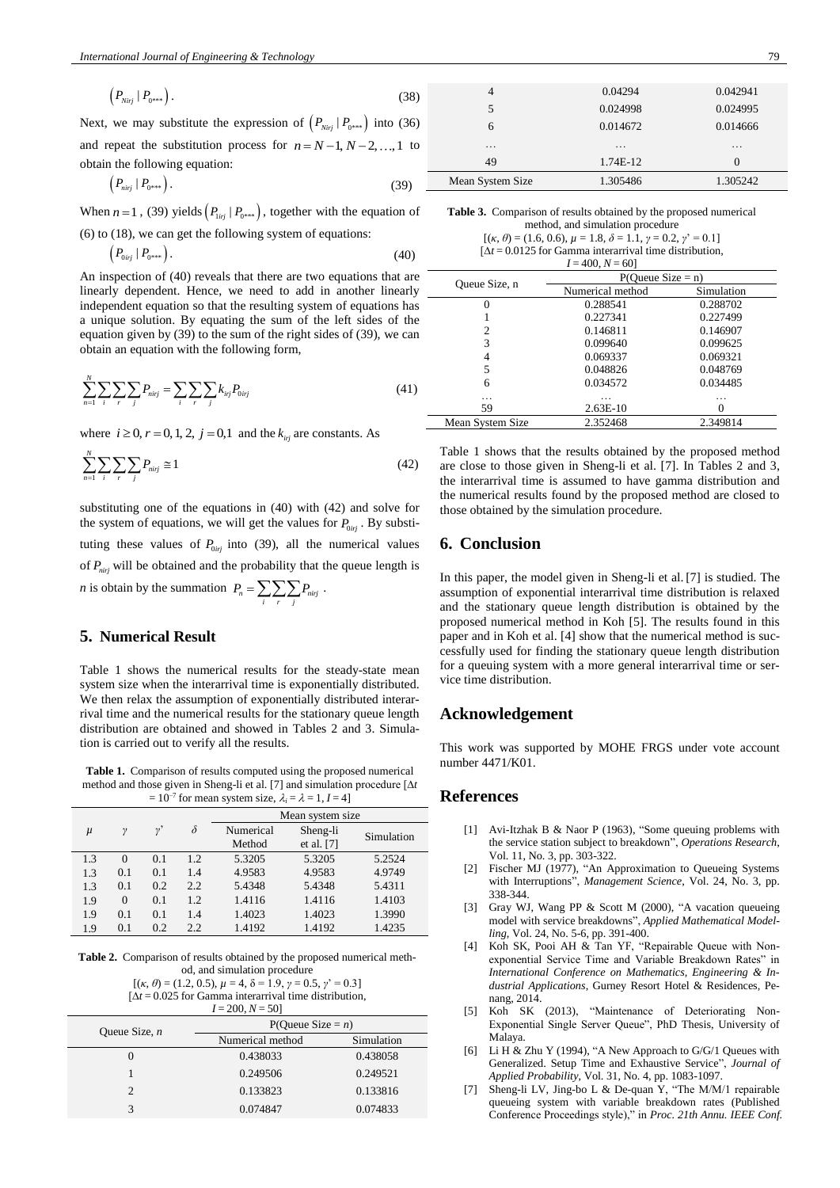$$\left(P_{Nirj} \mid P_{0***}\right). \tag{38}$$

Next, we may substitute the expression of $\left(P_{Nirj} \mid P_{0***}\right)$ into (36) and repeat the substitution process for $n = N-1, N-2, \ldots, 1$ to obtain the following equation:

$$\left(P_{nirj} \mid P_{0***}\right). \tag{39}$$

When $n = 1$, (39) yields $\left(P_{1irj} \mid P_{0***}\right)$, together with the equation of (6) to (18), we can get the following system of equations:

$$\left(P_{0irj} \mid P_{0***}\right). \tag{40}$$

An inspection of (40) reveals that there are two equations that are linearly dependent. Hence, we need to add in another linearly independent equation so that the resulting system of equations has a unique solution. By equating the sum of the left sides of the equation given by (39) to the sum of the right sides of (39), we can obtain an equation with the following form,

$$\sum_{n=1}^{N}\sum_{i}\sum_{r}\sum_{j} P_{nirj} = \sum_{i}\sum_{r}\sum_{j} k_{irj} P_{0irj} \tag{41}$$

where $i \geq 0, r = 0, 1, 2, \ j = 0,1$ and the $k_{irj}$ are constants. As

$$\sum_{n=1}^{N}\sum_{i}\sum_{r}\sum_{j} P_{nirj} \cong 1 \tag{42}$$

substituting one of the equations in (40) with (42) and solve for the system of equations, we will get the values for $P_{0irj}$. By substituting these values of $P_{0irj}$ into (39), all the numerical values of $P_{nirj}$ will be obtained and the probability that the queue length is $n$ is obtain by the summation $P_n = \sum_{i}\sum_{r}\sum_{j} P_{nirj}$.

## 5. Numerical Result

Table 1 shows the numerical results for the steady-state mean system size when the interarrival time is exponentially distributed. We then relax the assumption of exponentially distributed interarrival time and the numerical results for the stationary queue length distribution are obtained and showed in Tables 2 and 3. Simulation is carried out to verify all the results.

**Table 1.** Comparison of results computed using the proposed numerical method and those given in Sheng-li et al. [7] and simulation procedure [$\Delta t = 10^{-7}$ for mean system size, $\lambda_i = \lambda = 1, I = 4$]

| $\mu$ | $\gamma$ | $\gamma$' | $\delta$ | Mean system size | | |
|---|---|---|---|---|---|---|
| | | | | Numerical Method | Sheng-li et al. [7] | Simulation |
| 1.3 | 0 | 0.1 | 1.2 | 5.3205 | 5.3205 | 5.2524 |
| 1.3 | 0.1 | 0.1 | 1.4 | 4.9583 | 4.9583 | 4.9749 |
| 1.3 | 0.1 | 0.2 | 2.2 | 5.4348 | 5.4348 | 5.4311 |
| 1.9 | 0 | 0.1 | 1.2 | 1.4116 | 1.4116 | 1.4103 |
| 1.9 | 0.1 | 0.1 | 1.4 | 1.4023 | 1.4023 | 1.3990 |
| 1.9 | 0.1 | 0.2 | 2.2 | 1.4192 | 1.4192 | 1.4235 |

**Table 2.** Comparison of results obtained by the proposed numerical method, and simulation procedure
[$(\kappa, \theta) = (1.2, 0.5)$, $\mu = 4$, $\delta = 1.9$, $\gamma = 0.5$, $\gamma' = 0.3$]
[$\Delta t = 0.025$ for Gamma interarrival time distribution, $I = 200$, $N = 50$]

| Queue Size, $n$ | P(Queue Size = $n$) | |
|---|---|---|
| | Numerical method | Simulation |
| 0 | 0.438033 | 0.438058 |
| 1 | 0.249506 | 0.249521 |
| 2 | 0.133823 | 0.133816 |
| 3 | 0.074847 | 0.074833 |
| 4 | 0.04294 | 0.042941 |
| 5 | 0.024998 | 0.024995 |
| 6 | 0.014672 | 0.014666 |
| … | … | … |
| 49 | 1.74E-12 | 0 |
| Mean System Size | 1.305486 | 1.305242 |

**Table 3.** Comparison of results obtained by the proposed numerical method, and simulation procedure
[$(\kappa, \theta) = (1.6, 0.6)$, $\mu = 1.8$, $\delta = 1.1$, $\gamma = 0.2$, $\gamma' = 0.1$]
[$\Delta t = 0.0125$ for Gamma interarrival time distribution, $I = 400$, $N = 60$]

| Queue Size, n | P(Queue Size = n) | |
|---|---|---|
| | Numerical method | Simulation |
| 0 | 0.288541 | 0.288702 |
| 1 | 0.227341 | 0.227499 |
| 2 | 0.146811 | 0.146907 |
| 3 | 0.099640 | 0.099625 |
| 4 | 0.069337 | 0.069321 |
| 5 | 0.048826 | 0.048769 |
| 6 | 0.034572 | 0.034485 |
| … | … | … |
| 59 | 2.63E-10 | 0 |
| Mean System Size | 2.352468 | 2.349814 |

Table 1 shows that the results obtained by the proposed method are close to those given in Sheng-li et al. [7]. In Tables 2 and 3, the interarrival time is assumed to have gamma distribution and the numerical results found by the proposed method are closed to those obtained by the simulation procedure.

## 6. Conclusion

In this paper, the model given in Sheng-li et al. [7] is studied. The assumption of exponential interarrival time distribution is relaxed and the stationary queue length distribution is obtained by the proposed numerical method in Koh [5]. The results found in this paper and in Koh et al. [4] show that the numerical method is successfully used for finding the stationary queue length distribution for a queuing system with a more general interarrival time or service time distribution.

## Acknowledgement

This work was supported by MOHE FRGS under vote account number 4471/K01.

## References

[1] Avi-Itzhak B & Naor P (1963), "Some queuing problems with the service station subject to breakdown", *Operations Research*, Vol. 11, No. 3, pp. 303-322.

[2] Fischer MJ (1977), "An Approximation to Queueing Systems with Interruptions", *Management Science*, Vol. 24, No. 3, pp. 338-344.

[3] Gray WJ, Wang PP & Scott M (2000), "A vacation queueing model with service breakdowns", *Applied Mathematical Modelling*, Vol. 24, No. 5-6, pp. 391-400.

[4] Koh SK, Pooi AH & Tan YF, "Repairable Queue with Non-exponential Service Time and Variable Breakdown Rates" in *International Conference on Mathematics, Engineering & Industrial Applications*, Gurney Resort Hotel & Residences, Penang, 2014.

[5] Koh SK (2013), "Maintenance of Deteriorating Non-Exponential Single Server Queue", PhD Thesis, University of Malaya.

[6] Li H & Zhu Y (1994), "A New Approach to G/G/1 Queues with Generalized. Setup Time and Exhaustive Service", *Journal of Applied Probability*, Vol. 31, No. 4, pp. 1083-1097.

[7] Sheng-li LV, Jing-bo L & De-quan Y, "The M/M/1 repairable queueing system with variable breakdown rates (Published Conference Proceedings style)," in *Proc. 21th Annu. IEEE Conf.*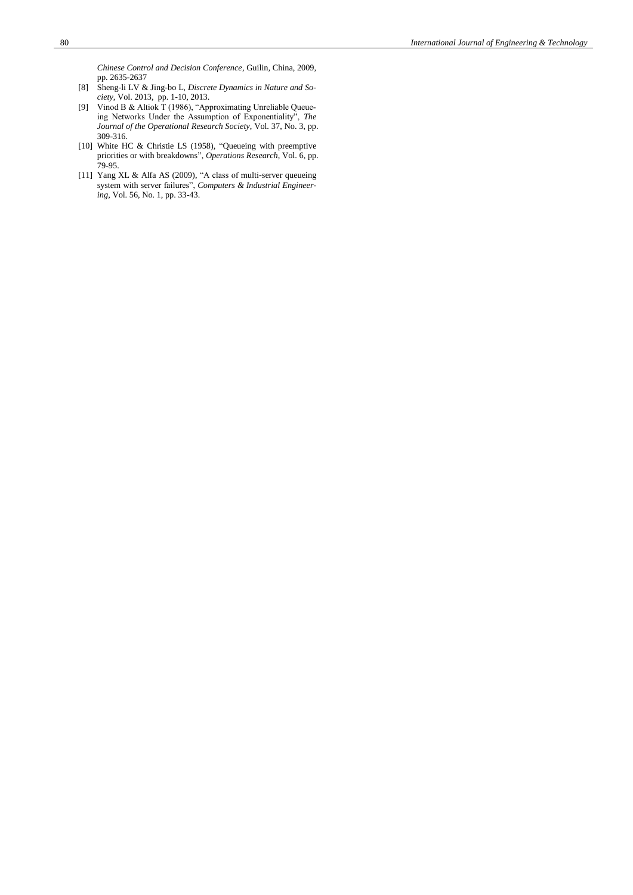*Chinese Control and Decision Conference*, Guilin, China, 2009, pp. 2635-2637

[8] Sheng-li LV & Jing-bo L, *Discrete Dynamics in Nature and Society*, Vol. 2013, pp. 1-10, 2013.

[9] Vinod B & Altiok T (1986), "Approximating Unreliable Queueing Networks Under the Assumption of Exponentiality", *The Journal of the Operational Research Society*, Vol. 37, No. 3, pp. 309-316.

[10] White HC & Christie LS (1958), "Queueing with preemptive priorities or with breakdowns", *Operations Research*, Vol. 6, pp. 79-95.

[11] Yang XL & Alfa AS (2009), "A class of multi-server queueing system with server failures", *Computers & Industrial Engineering*, Vol. 56, No. 1, pp. 33-43.